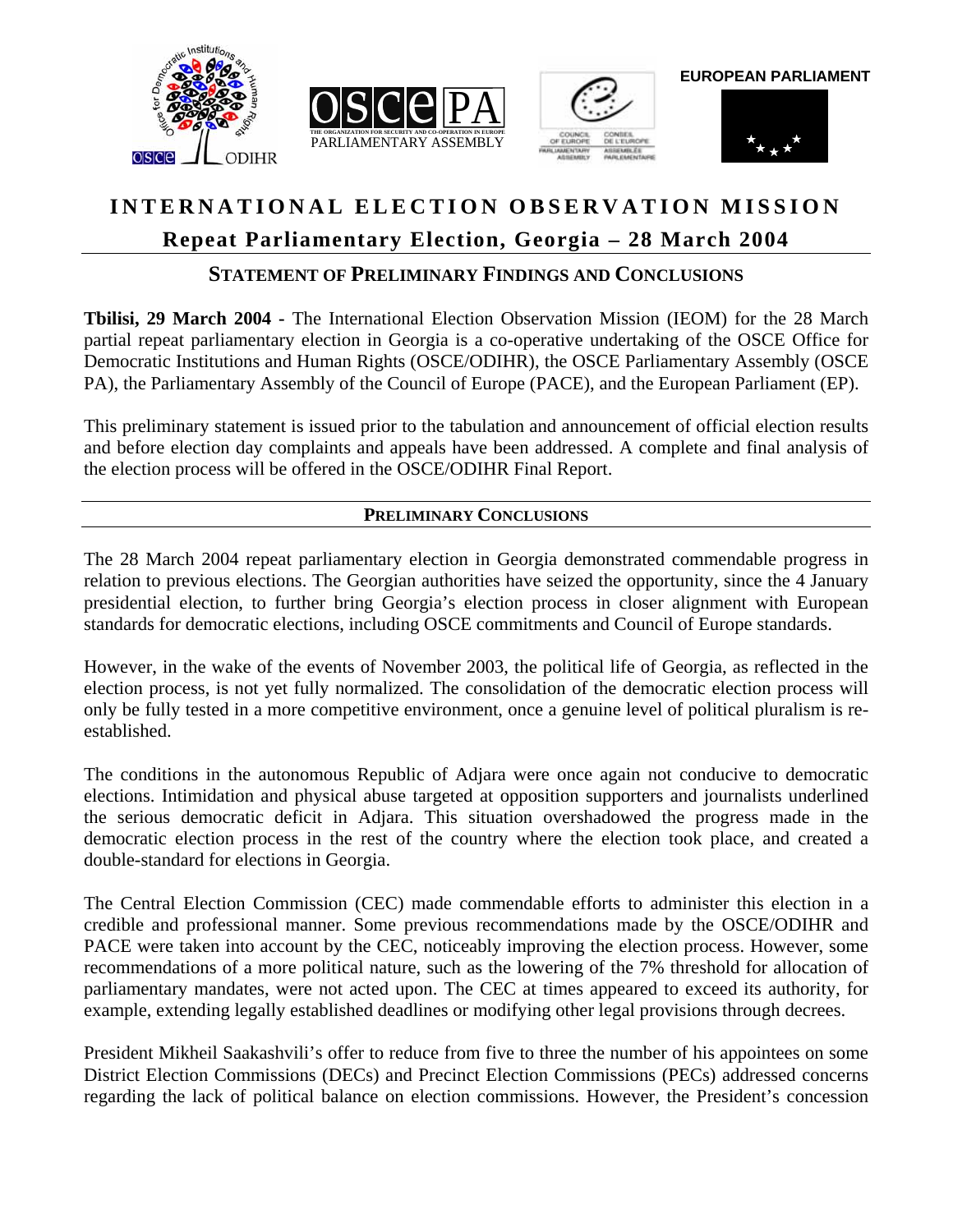EUROPEAN PARLIAMENT

# INTERNATIONAL ELECTION OBSERVATION MISSION

## Repeat Parliamentary Election, Georgia – 28 March 2004

### STATEMENT OF PRELIMINARY FINDINGS AND CONCLUSIONS

**Tbilisi, 29 March 2004 -** The International Election Observation Mission (IEOM) for the 28 March partial repeat parliamentary election in Georgia is a co-operative undertaking of the OSCE Office for Democratic Institutions and Human Rights (OSCE/ODIHR), the OSCE Parliamentary Assembly (OSCE PA), the Parliamentary Assembly of the Council of Europe (PACE), and the European Parliament (EP).

This preliminary statement is issued prior to the tabulation and announcement of official election results and before election day complaints and appeals have been addressed. A complete and final analysis of the election process will be offered in the OSCE/ODIHR Final Report.

### PRELIMINARY CONCLUSIONS

The 28 March 2004 repeat parliamentary election in Georgia demonstrated commendable progress in relation to previous elections. The Georgian authorities have seized the opportunity, since the 4 January presidential election, to further bring Georgia's election process in closer alignment with European standards for democratic elections, including OSCE commitments and Council of Europe standards.

However, in the wake of the events of November 2003, the political life of Georgia, as reflected in the election process, is not yet fully normalized. The consolidation of the democratic election process will only be fully tested in a more competitive environment, once a genuine level of political pluralism is re-established.

The conditions in the autonomous Republic of Adjara were once again not conducive to democratic elections. Intimidation and physical abuse targeted at opposition supporters and journalists underlined the serious democratic deficit in Adjara. This situation overshadowed the progress made in the democratic election process in the rest of the country where the election took place, and created a double-standard for elections in Georgia.

The Central Election Commission (CEC) made commendable efforts to administer this election in a credible and professional manner. Some previous recommendations made by the OSCE/ODIHR and PACE were taken into account by the CEC, noticeably improving the election process. However, some recommendations of a more political nature, such as the lowering of the 7% threshold for allocation of parliamentary mandates, were not acted upon. The CEC at times appeared to exceed its authority, for example, extending legally established deadlines or modifying other legal provisions through decrees.

President Mikheil Saakashvili's offer to reduce from five to three the number of his appointees on some District Election Commissions (DECs) and Precinct Election Commissions (PECs) addressed concerns regarding the lack of political balance on election commissions. However, the President's concession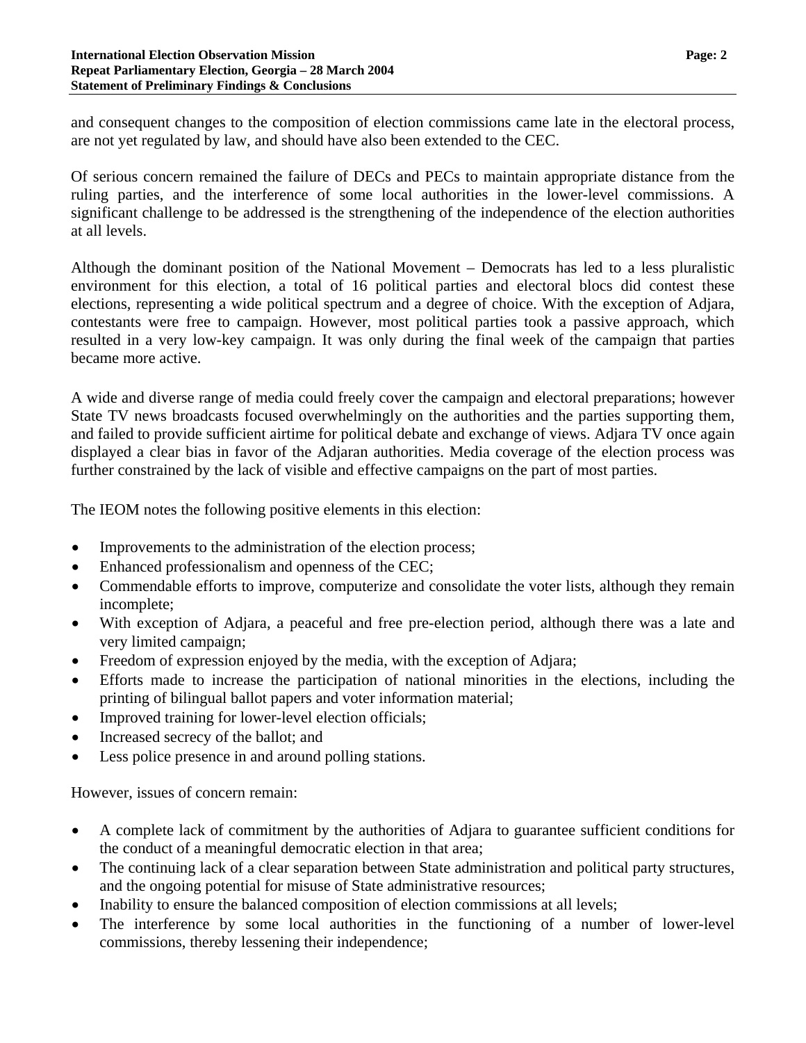and consequent changes to the composition of election commissions came late in the electoral process, are not yet regulated by law, and should have also been extended to the CEC.

Of serious concern remained the failure of DECs and PECs to maintain appropriate distance from the ruling parties, and the interference of some local authorities in the lower-level commissions. A significant challenge to be addressed is the strengthening of the independence of the election authorities at all levels.

Although the dominant position of the National Movement – Democrats has led to a less pluralistic environment for this election, a total of 16 political parties and electoral blocs did contest these elections, representing a wide political spectrum and a degree of choice. With the exception of Adjara, contestants were free to campaign. However, most political parties took a passive approach, which resulted in a very low-key campaign. It was only during the final week of the campaign that parties became more active.

A wide and diverse range of media could freely cover the campaign and electoral preparations; however State TV news broadcasts focused overwhelmingly on the authorities and the parties supporting them, and failed to provide sufficient airtime for political debate and exchange of views. Adjara TV once again displayed a clear bias in favor of the Adjaran authorities. Media coverage of the election process was further constrained by the lack of visible and effective campaigns on the part of most parties.

The IEOM notes the following positive elements in this election:

- Improvements to the administration of the election process;
- Enhanced professionalism and openness of the CEC;
- Commendable efforts to improve, computerize and consolidate the voter lists, although they remain incomplete;
- With exception of Adjara, a peaceful and free pre-election period, although there was a late and very limited campaign;
- Freedom of expression enjoyed by the media, with the exception of Adjara;
- Efforts made to increase the participation of national minorities in the elections, including the printing of bilingual ballot papers and voter information material;
- Improved training for lower-level election officials;
- Increased secrecy of the ballot; and
- Less police presence in and around polling stations.

However, issues of concern remain:

- A complete lack of commitment by the authorities of Adjara to guarantee sufficient conditions for the conduct of a meaningful democratic election in that area;
- The continuing lack of a clear separation between State administration and political party structures, and the ongoing potential for misuse of State administrative resources;
- Inability to ensure the balanced composition of election commissions at all levels;
- The interference by some local authorities in the functioning of a number of lower-level commissions, thereby lessening their independence;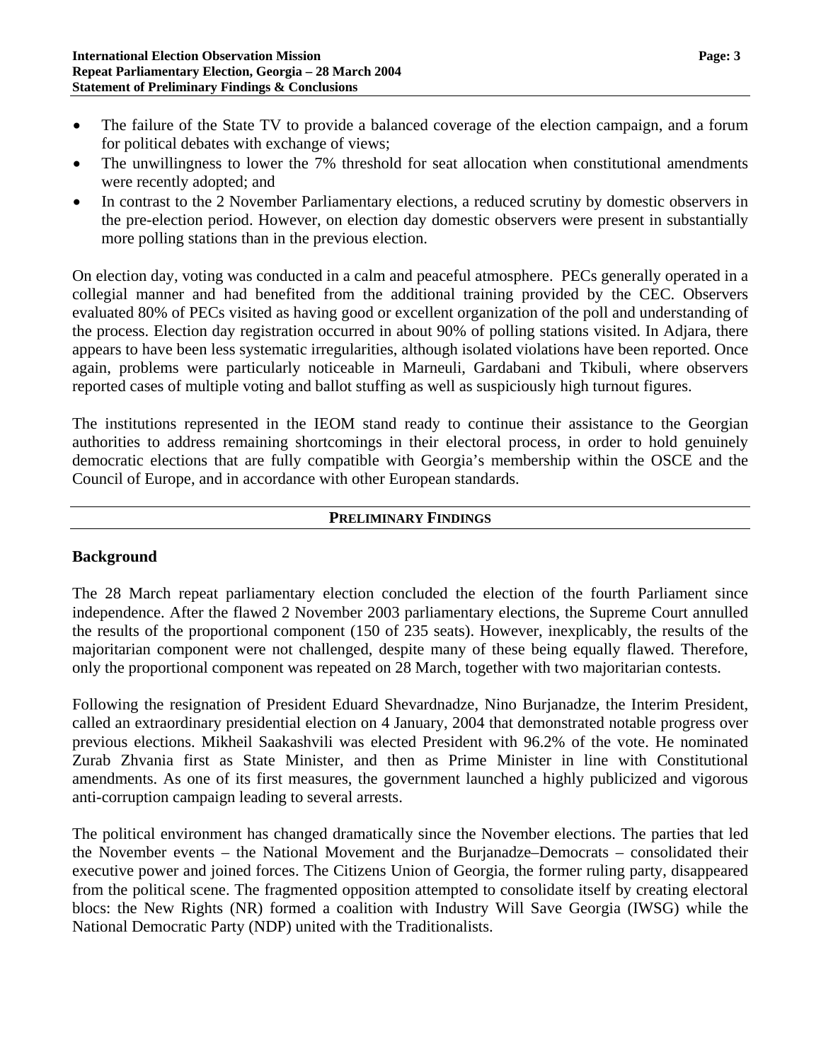- The failure of the State TV to provide a balanced coverage of the election campaign, and a forum for political debates with exchange of views;
- The unwillingness to lower the 7% threshold for seat allocation when constitutional amendments were recently adopted; and
- In contrast to the 2 November Parliamentary elections, a reduced scrutiny by domestic observers in the pre-election period. However, on election day domestic observers were present in substantially more polling stations than in the previous election.

On election day, voting was conducted in a calm and peaceful atmosphere. PECs generally operated in a collegial manner and had benefited from the additional training provided by the CEC. Observers evaluated 80% of PECs visited as having good or excellent organization of the poll and understanding of the process. Election day registration occurred in about 90% of polling stations visited. In Adjara, there appears to have been less systematic irregularities, although isolated violations have been reported. Once again, problems were particularly noticeable in Marneuli, Gardabani and Tkibuli, where observers reported cases of multiple voting and ballot stuffing as well as suspiciously high turnout figures.

The institutions represented in the IEOM stand ready to continue their assistance to the Georgian authorities to address remaining shortcomings in their electoral process, in order to hold genuinely democratic elections that are fully compatible with Georgia's membership within the OSCE and the Council of Europe, and in accordance with other European standards.

## PRELIMINARY FINDINGS

### Background

The 28 March repeat parliamentary election concluded the election of the fourth Parliament since independence. After the flawed 2 November 2003 parliamentary elections, the Supreme Court annulled the results of the proportional component (150 of 235 seats). However, inexplicably, the results of the majoritarian component were not challenged, despite many of these being equally flawed. Therefore, only the proportional component was repeated on 28 March, together with two majoritarian contests.

Following the resignation of President Eduard Shevardnadze, Nino Burjanadze, the Interim President, called an extraordinary presidential election on 4 January, 2004 that demonstrated notable progress over previous elections. Mikheil Saakashvili was elected President with 96.2% of the vote. He nominated Zurab Zhvania first as State Minister, and then as Prime Minister in line with Constitutional amendments. As one of its first measures, the government launched a highly publicized and vigorous anti-corruption campaign leading to several arrests.

The political environment has changed dramatically since the November elections. The parties that led the November events – the National Movement and the Burjanadze–Democrats – consolidated their executive power and joined forces. The Citizens Union of Georgia, the former ruling party, disappeared from the political scene. The fragmented opposition attempted to consolidate itself by creating electoral blocs: the New Rights (NR) formed a coalition with Industry Will Save Georgia (IWSG) while the National Democratic Party (NDP) united with the Traditionalists.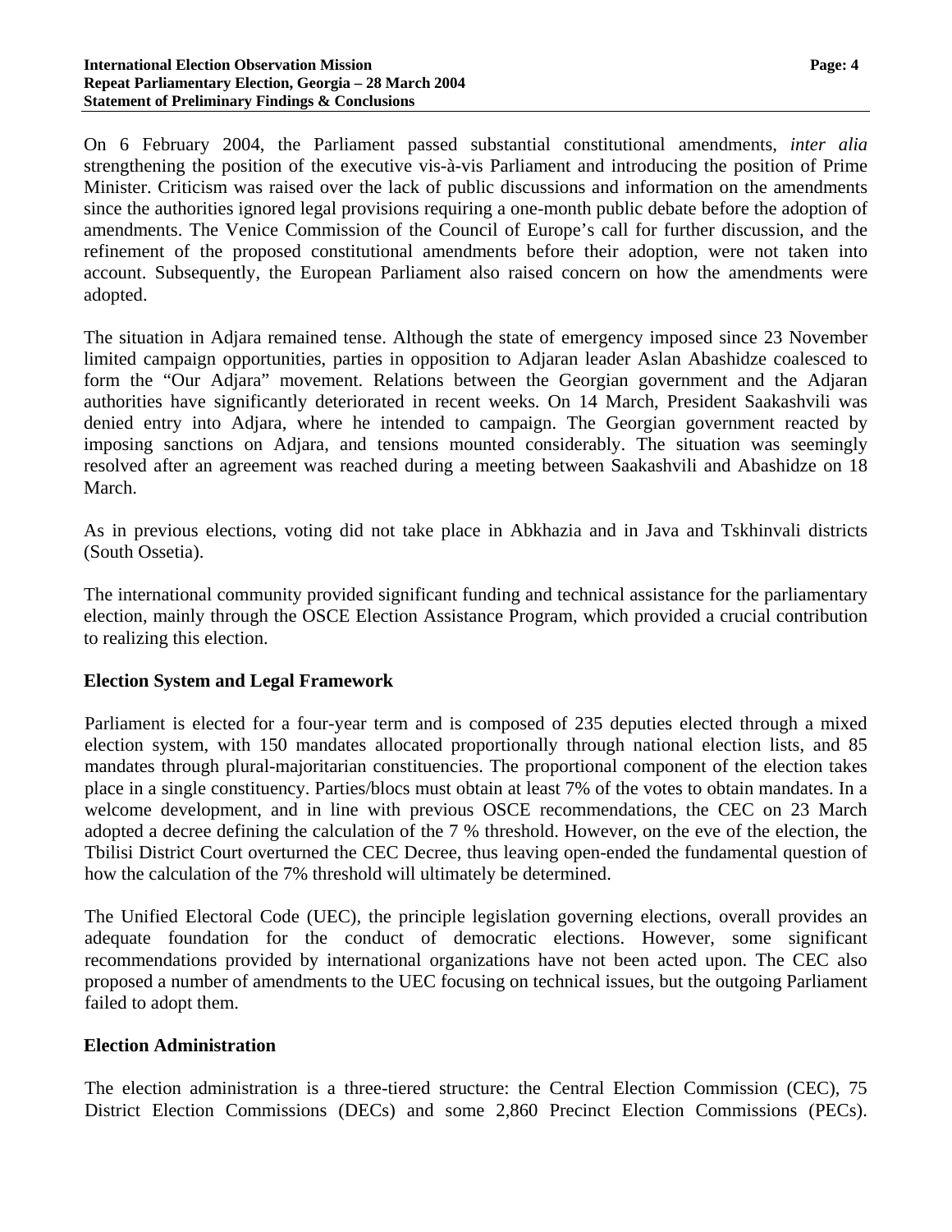On 6 February 2004, the Parliament passed substantial constitutional amendments, *inter alia* strengthening the position of the executive vis-à-vis Parliament and introducing the position of Prime Minister. Criticism was raised over the lack of public discussions and information on the amendments since the authorities ignored legal provisions requiring a one-month public debate before the adoption of amendments. The Venice Commission of the Council of Europe's call for further discussion, and the refinement of the proposed constitutional amendments before their adoption, were not taken into account. Subsequently, the European Parliament also raised concern on how the amendments were adopted.

The situation in Adjara remained tense. Although the state of emergency imposed since 23 November limited campaign opportunities, parties in opposition to Adjaran leader Aslan Abashidze coalesced to form the "Our Adjara" movement. Relations between the Georgian government and the Adjaran authorities have significantly deteriorated in recent weeks. On 14 March, President Saakashvili was denied entry into Adjara, where he intended to campaign. The Georgian government reacted by imposing sanctions on Adjara, and tensions mounted considerably. The situation was seemingly resolved after an agreement was reached during a meeting between Saakashvili and Abashidze on 18 March.

As in previous elections, voting did not take place in Abkhazia and in Java and Tskhinvali districts (South Ossetia).

The international community provided significant funding and technical assistance for the parliamentary election, mainly through the OSCE Election Assistance Program, which provided a crucial contribution to realizing this election.

## Election System and Legal Framework

Parliament is elected for a four-year term and is composed of 235 deputies elected through a mixed election system, with 150 mandates allocated proportionally through national election lists, and 85 mandates through plural-majoritarian constituencies. The proportional component of the election takes place in a single constituency. Parties/blocs must obtain at least 7% of the votes to obtain mandates. In a welcome development, and in line with previous OSCE recommendations, the CEC on 23 March adopted a decree defining the calculation of the 7 % threshold. However, on the eve of the election, the Tbilisi District Court overturned the CEC Decree, thus leaving open-ended the fundamental question of how the calculation of the 7% threshold will ultimately be determined.

The Unified Electoral Code (UEC), the principle legislation governing elections, overall provides an adequate foundation for the conduct of democratic elections. However, some significant recommendations provided by international organizations have not been acted upon. The CEC also proposed a number of amendments to the UEC focusing on technical issues, but the outgoing Parliament failed to adopt them.

## Election Administration

The election administration is a three-tiered structure: the Central Election Commission (CEC), 75 District Election Commissions (DECs) and some 2,860 Precinct Election Commissions (PECs).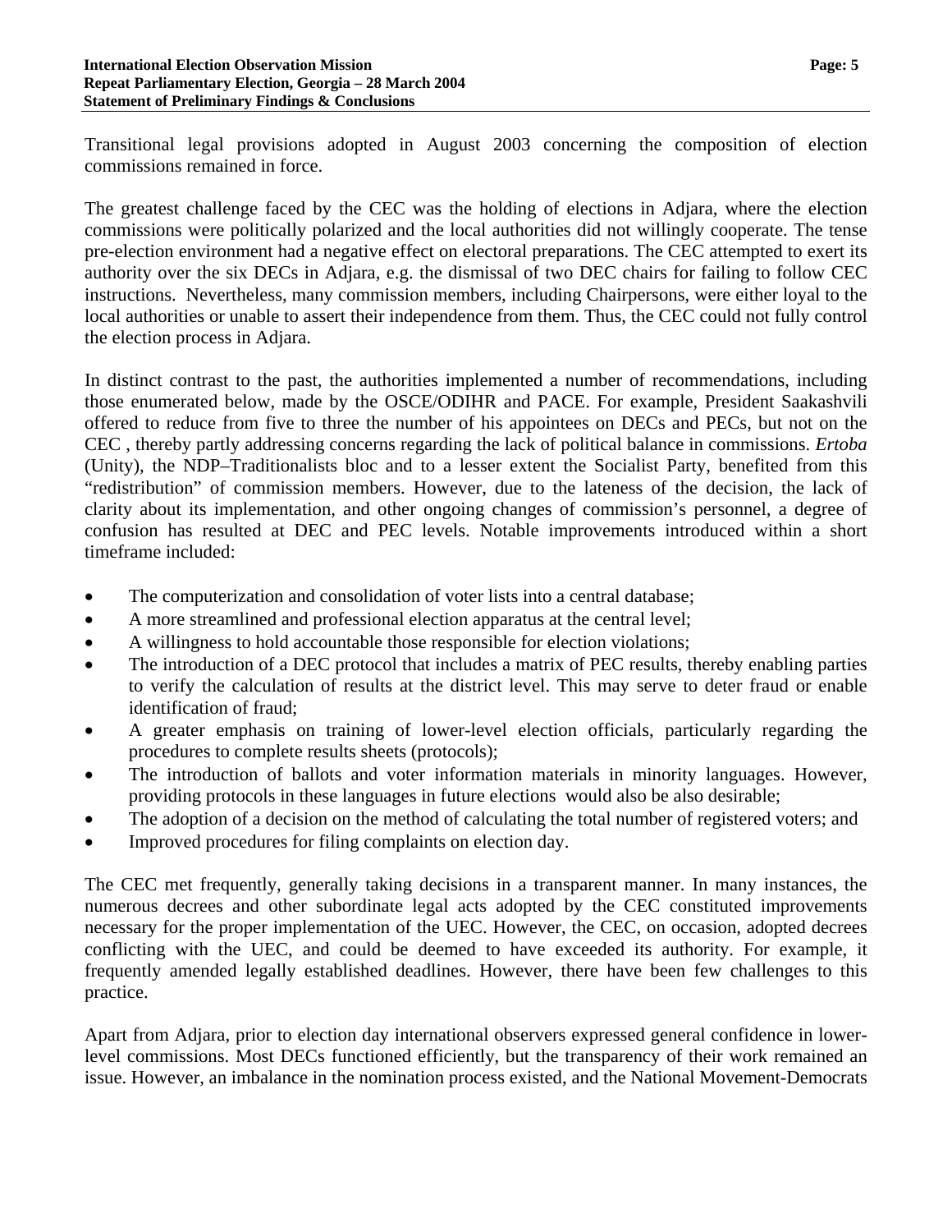Transitional legal provisions adopted in August 2003 concerning the composition of election commissions remained in force.

The greatest challenge faced by the CEC was the holding of elections in Adjara, where the election commissions were politically polarized and the local authorities did not willingly cooperate. The tense pre-election environment had a negative effect on electoral preparations. The CEC attempted to exert its authority over the six DECs in Adjara, e.g. the dismissal of two DEC chairs for failing to follow CEC instructions. Nevertheless, many commission members, including Chairpersons, were either loyal to the local authorities or unable to assert their independence from them. Thus, the CEC could not fully control the election process in Adjara.

In distinct contrast to the past, the authorities implemented a number of recommendations, including those enumerated below, made by the OSCE/ODIHR and PACE. For example, President Saakashvili offered to reduce from five to three the number of his appointees on DECs and PECs, but not on the CEC , thereby partly addressing concerns regarding the lack of political balance in commissions. *Ertoba* (Unity), the NDP–Traditionalists bloc and to a lesser extent the Socialist Party, benefited from this "redistribution" of commission members. However, due to the lateness of the decision, the lack of clarity about its implementation, and other ongoing changes of commission's personnel, a degree of confusion has resulted at DEC and PEC levels. Notable improvements introduced within a short timeframe included:

- The computerization and consolidation of voter lists into a central database;
- A more streamlined and professional election apparatus at the central level;
- A willingness to hold accountable those responsible for election violations;
- The introduction of a DEC protocol that includes a matrix of PEC results, thereby enabling parties to verify the calculation of results at the district level. This may serve to deter fraud or enable identification of fraud;
- A greater emphasis on training of lower-level election officials, particularly regarding the procedures to complete results sheets (protocols);
- The introduction of ballots and voter information materials in minority languages. However, providing protocols in these languages in future elections would also be also desirable;
- The adoption of a decision on the method of calculating the total number of registered voters; and
- Improved procedures for filing complaints on election day.

The CEC met frequently, generally taking decisions in a transparent manner. In many instances, the numerous decrees and other subordinate legal acts adopted by the CEC constituted improvements necessary for the proper implementation of the UEC. However, the CEC, on occasion, adopted decrees conflicting with the UEC, and could be deemed to have exceeded its authority. For example, it frequently amended legally established deadlines. However, there have been few challenges to this practice.

Apart from Adjara, prior to election day international observers expressed general confidence in lower-level commissions. Most DECs functioned efficiently, but the transparency of their work remained an issue. However, an imbalance in the nomination process existed, and the National Movement-Democrats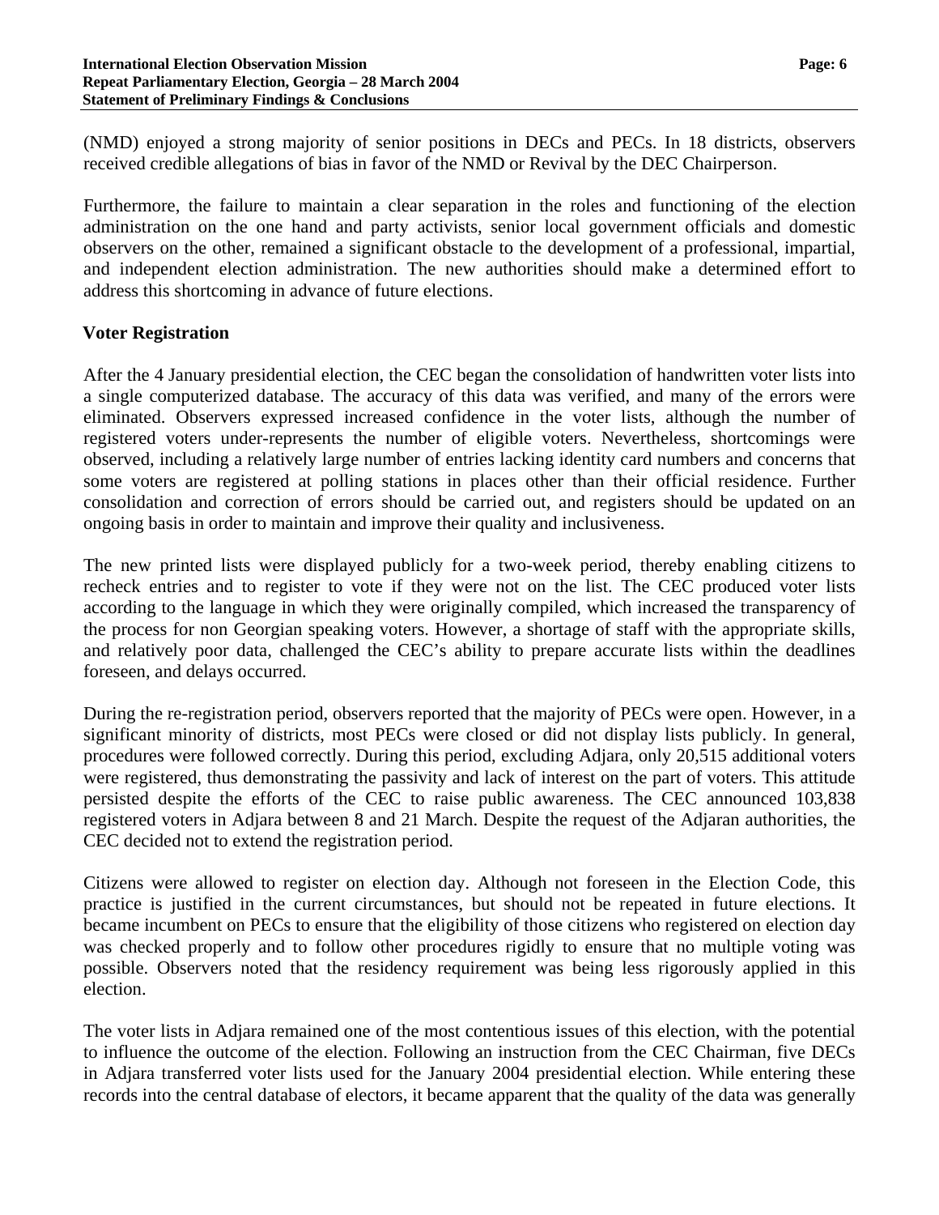(NMD) enjoyed a strong majority of senior positions in DECs and PECs. In 18 districts, observers received credible allegations of bias in favor of the NMD or Revival by the DEC Chairperson.

Furthermore, the failure to maintain a clear separation in the roles and functioning of the election administration on the one hand and party activists, senior local government officials and domestic observers on the other, remained a significant obstacle to the development of a professional, impartial, and independent election administration. The new authorities should make a determined effort to address this shortcoming in advance of future elections.

## Voter Registration

After the 4 January presidential election, the CEC began the consolidation of handwritten voter lists into a single computerized database. The accuracy of this data was verified, and many of the errors were eliminated. Observers expressed increased confidence in the voter lists, although the number of registered voters under-represents the number of eligible voters. Nevertheless, shortcomings were observed, including a relatively large number of entries lacking identity card numbers and concerns that some voters are registered at polling stations in places other than their official residence. Further consolidation and correction of errors should be carried out, and registers should be updated on an ongoing basis in order to maintain and improve their quality and inclusiveness.

The new printed lists were displayed publicly for a two-week period, thereby enabling citizens to recheck entries and to register to vote if they were not on the list. The CEC produced voter lists according to the language in which they were originally compiled, which increased the transparency of the process for non Georgian speaking voters. However, a shortage of staff with the appropriate skills, and relatively poor data, challenged the CEC's ability to prepare accurate lists within the deadlines foreseen, and delays occurred.

During the re-registration period, observers reported that the majority of PECs were open. However, in a significant minority of districts, most PECs were closed or did not display lists publicly. In general, procedures were followed correctly. During this period, excluding Adjara, only 20,515 additional voters were registered, thus demonstrating the passivity and lack of interest on the part of voters. This attitude persisted despite the efforts of the CEC to raise public awareness. The CEC announced 103,838 registered voters in Adjara between 8 and 21 March. Despite the request of the Adjaran authorities, the CEC decided not to extend the registration period.

Citizens were allowed to register on election day. Although not foreseen in the Election Code, this practice is justified in the current circumstances, but should not be repeated in future elections. It became incumbent on PECs to ensure that the eligibility of those citizens who registered on election day was checked properly and to follow other procedures rigidly to ensure that no multiple voting was possible. Observers noted that the residency requirement was being less rigorously applied in this election.

The voter lists in Adjara remained one of the most contentious issues of this election, with the potential to influence the outcome of the election. Following an instruction from the CEC Chairman, five DECs in Adjara transferred voter lists used for the January 2004 presidential election. While entering these records into the central database of electors, it became apparent that the quality of the data was generally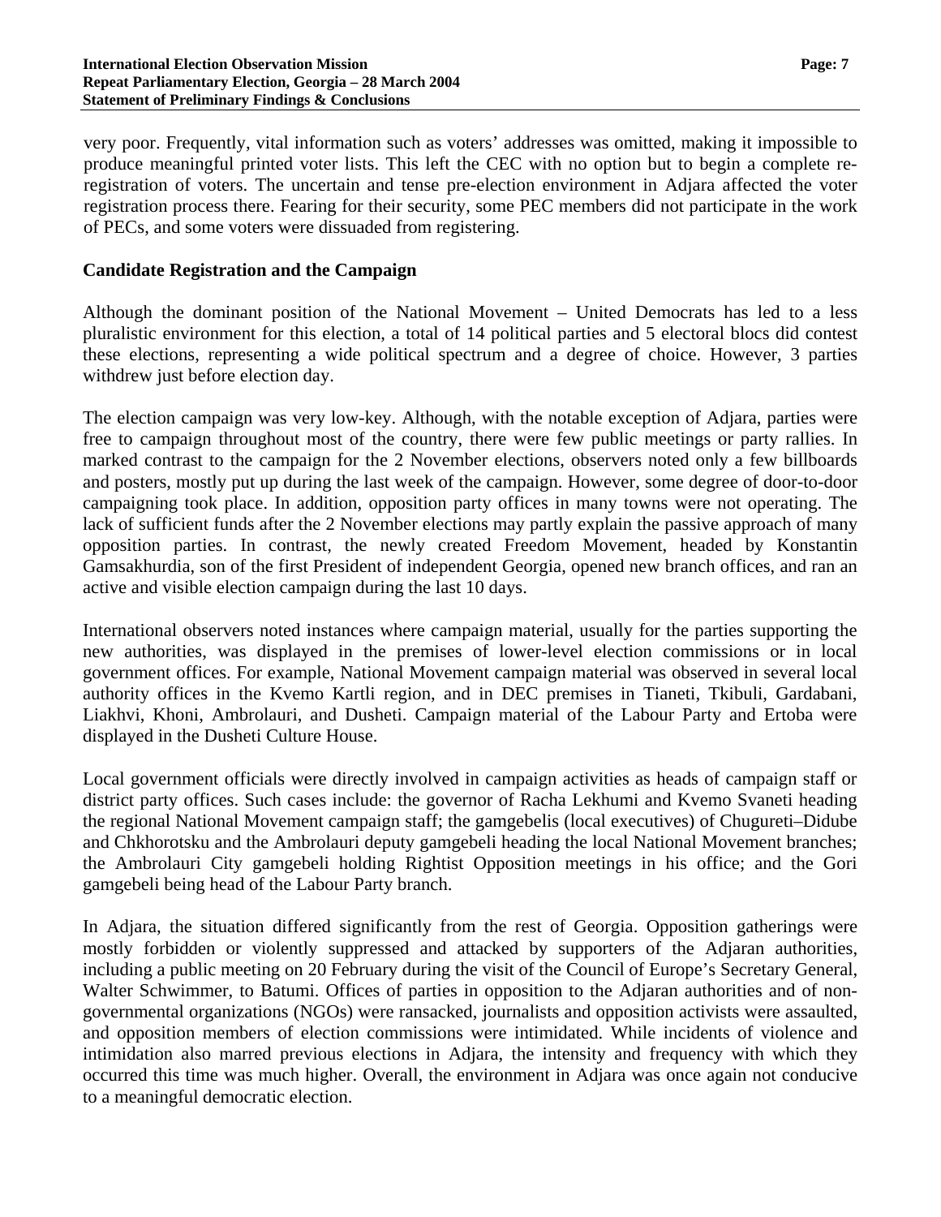very poor. Frequently, vital information such as voters' addresses was omitted, making it impossible to produce meaningful printed voter lists. This left the CEC with no option but to begin a complete re-registration of voters. The uncertain and tense pre-election environment in Adjara affected the voter registration process there. Fearing for their security, some PEC members did not participate in the work of PECs, and some voters were dissuaded from registering.

## Candidate Registration and the Campaign

Although the dominant position of the National Movement – United Democrats has led to a less pluralistic environment for this election, a total of 14 political parties and 5 electoral blocs did contest these elections, representing a wide political spectrum and a degree of choice. However, 3 parties withdrew just before election day.

The election campaign was very low-key. Although, with the notable exception of Adjara, parties were free to campaign throughout most of the country, there were few public meetings or party rallies. In marked contrast to the campaign for the 2 November elections, observers noted only a few billboards and posters, mostly put up during the last week of the campaign. However, some degree of door-to-door campaigning took place. In addition, opposition party offices in many towns were not operating. The lack of sufficient funds after the 2 November elections may partly explain the passive approach of many opposition parties. In contrast, the newly created Freedom Movement, headed by Konstantin Gamsakhurdia, son of the first President of independent Georgia, opened new branch offices, and ran an active and visible election campaign during the last 10 days.

International observers noted instances where campaign material, usually for the parties supporting the new authorities, was displayed in the premises of lower-level election commissions or in local government offices. For example, National Movement campaign material was observed in several local authority offices in the Kvemo Kartli region, and in DEC premises in Tianeti, Tkibuli, Gardabani, Liakhvi, Khoni, Ambrolauri, and Dusheti. Campaign material of the Labour Party and Ertoba were displayed in the Dusheti Culture House.

Local government officials were directly involved in campaign activities as heads of campaign staff or district party offices. Such cases include: the governor of Racha Lekhumi and Kvemo Svaneti heading the regional National Movement campaign staff; the gamgebelis (local executives) of Chugureti–Didube and Chkhorotsku and the Ambrolauri deputy gamgebeli heading the local National Movement branches; the Ambrolauri City gamgebeli holding Rightist Opposition meetings in his office; and the Gori gamgebeli being head of the Labour Party branch.

In Adjara, the situation differed significantly from the rest of Georgia. Opposition gatherings were mostly forbidden or violently suppressed and attacked by supporters of the Adjaran authorities, including a public meeting on 20 February during the visit of the Council of Europe's Secretary General, Walter Schwimmer, to Batumi. Offices of parties in opposition to the Adjaran authorities and of non-governmental organizations (NGOs) were ransacked, journalists and opposition activists were assaulted, and opposition members of election commissions were intimidated. While incidents of violence and intimidation also marred previous elections in Adjara, the intensity and frequency with which they occurred this time was much higher. Overall, the environment in Adjara was once again not conducive to a meaningful democratic election.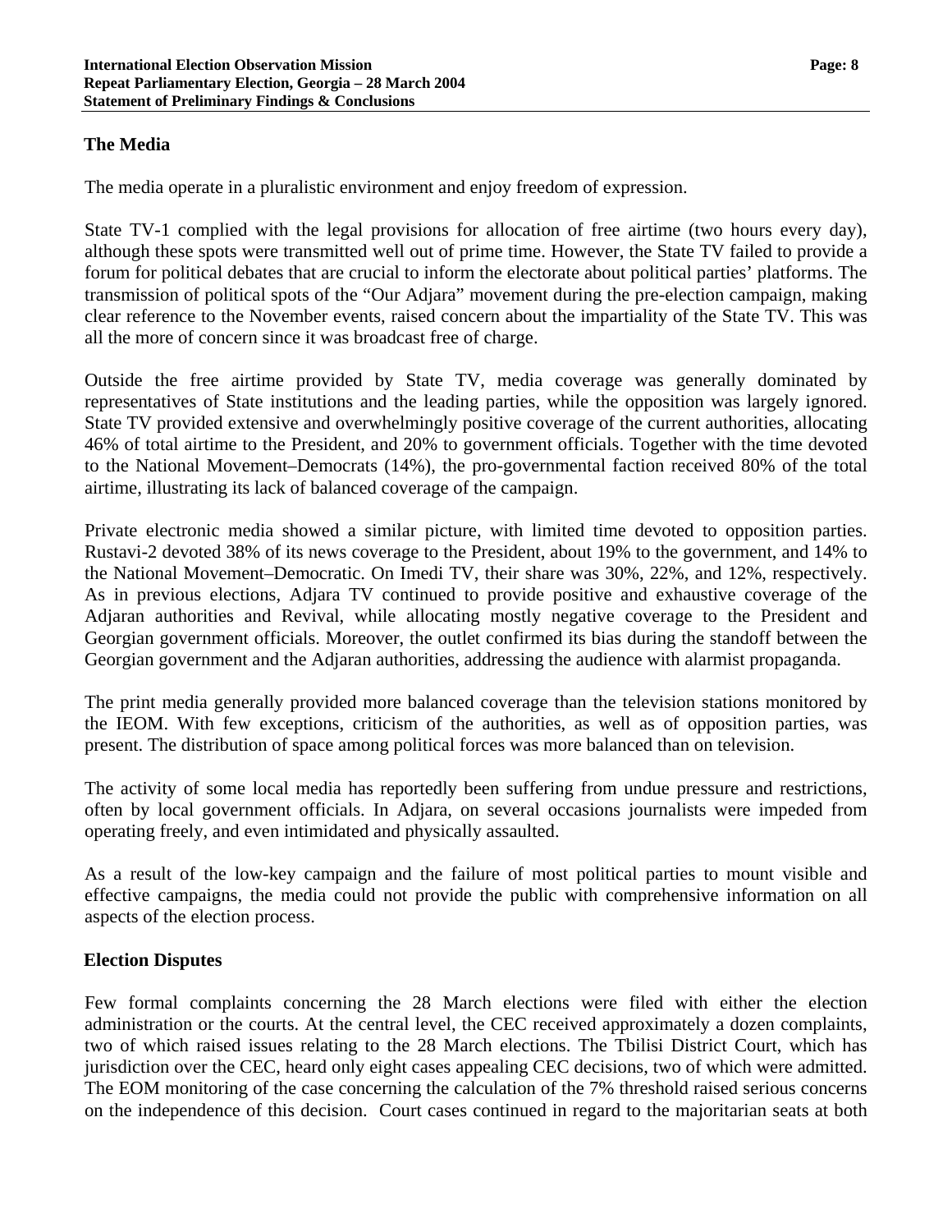## The Media

The media operate in a pluralistic environment and enjoy freedom of expression.

State TV-1 complied with the legal provisions for allocation of free airtime (two hours every day), although these spots were transmitted well out of prime time. However, the State TV failed to provide a forum for political debates that are crucial to inform the electorate about political parties' platforms. The transmission of political spots of the "Our Adjara" movement during the pre-election campaign, making clear reference to the November events, raised concern about the impartiality of the State TV. This was all the more of concern since it was broadcast free of charge.

Outside the free airtime provided by State TV, media coverage was generally dominated by representatives of State institutions and the leading parties, while the opposition was largely ignored. State TV provided extensive and overwhelmingly positive coverage of the current authorities, allocating 46% of total airtime to the President, and 20% to government officials. Together with the time devoted to the National Movement–Democrats (14%), the pro-governmental faction received 80% of the total airtime, illustrating its lack of balanced coverage of the campaign.

Private electronic media showed a similar picture, with limited time devoted to opposition parties. Rustavi-2 devoted 38% of its news coverage to the President, about 19% to the government, and 14% to the National Movement–Democratic. On Imedi TV, their share was 30%, 22%, and 12%, respectively. As in previous elections, Adjara TV continued to provide positive and exhaustive coverage of the Adjaran authorities and Revival, while allocating mostly negative coverage to the President and Georgian government officials. Moreover, the outlet confirmed its bias during the standoff between the Georgian government and the Adjaran authorities, addressing the audience with alarmist propaganda.

The print media generally provided more balanced coverage than the television stations monitored by the IEOM. With few exceptions, criticism of the authorities, as well as of opposition parties, was present. The distribution of space among political forces was more balanced than on television.

The activity of some local media has reportedly been suffering from undue pressure and restrictions, often by local government officials. In Adjara, on several occasions journalists were impeded from operating freely, and even intimidated and physically assaulted.

As a result of the low-key campaign and the failure of most political parties to mount visible and effective campaigns, the media could not provide the public with comprehensive information on all aspects of the election process.

## Election Disputes

Few formal complaints concerning the 28 March elections were filed with either the election administration or the courts. At the central level, the CEC received approximately a dozen complaints, two of which raised issues relating to the 28 March elections. The Tbilisi District Court, which has jurisdiction over the CEC, heard only eight cases appealing CEC decisions, two of which were admitted. The EOM monitoring of the case concerning the calculation of the 7% threshold raised serious concerns on the independence of this decision. Court cases continued in regard to the majoritarian seats at both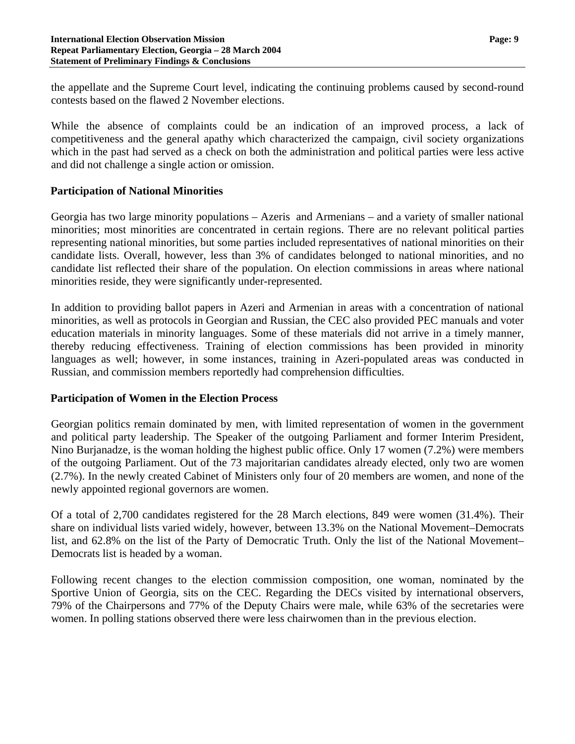the appellate and the Supreme Court level, indicating the continuing problems caused by second-round contests based on the flawed 2 November elections.

While the absence of complaints could be an indication of an improved process, a lack of competitiveness and the general apathy which characterized the campaign, civil society organizations which in the past had served as a check on both the administration and political parties were less active and did not challenge a single action or omission.

## Participation of National Minorities

Georgia has two large minority populations – Azeris and Armenians – and a variety of smaller national minorities; most minorities are concentrated in certain regions. There are no relevant political parties representing national minorities, but some parties included representatives of national minorities on their candidate lists. Overall, however, less than 3% of candidates belonged to national minorities, and no candidate list reflected their share of the population. On election commissions in areas where national minorities reside, they were significantly under-represented.

In addition to providing ballot papers in Azeri and Armenian in areas with a concentration of national minorities, as well as protocols in Georgian and Russian, the CEC also provided PEC manuals and voter education materials in minority languages. Some of these materials did not arrive in a timely manner, thereby reducing effectiveness. Training of election commissions has been provided in minority languages as well; however, in some instances, training in Azeri-populated areas was conducted in Russian, and commission members reportedly had comprehension difficulties.

## Participation of Women in the Election Process

Georgian politics remain dominated by men, with limited representation of women in the government and political party leadership. The Speaker of the outgoing Parliament and former Interim President, Nino Burjanadze, is the woman holding the highest public office. Only 17 women (7.2%) were members of the outgoing Parliament. Out of the 73 majoritarian candidates already elected, only two are women (2.7%). In the newly created Cabinet of Ministers only four of 20 members are women, and none of the newly appointed regional governors are women.

Of a total of 2,700 candidates registered for the 28 March elections, 849 were women (31.4%). Their share on individual lists varied widely, however, between 13.3% on the National Movement–Democrats list, and 62.8% on the list of the Party of Democratic Truth. Only the list of the National Movement–Democrats list is headed by a woman.

Following recent changes to the election commission composition, one woman, nominated by the Sportive Union of Georgia, sits on the CEC. Regarding the DECs visited by international observers, 79% of the Chairpersons and 77% of the Deputy Chairs were male, while 63% of the secretaries were women. In polling stations observed there were less chairwomen than in the previous election.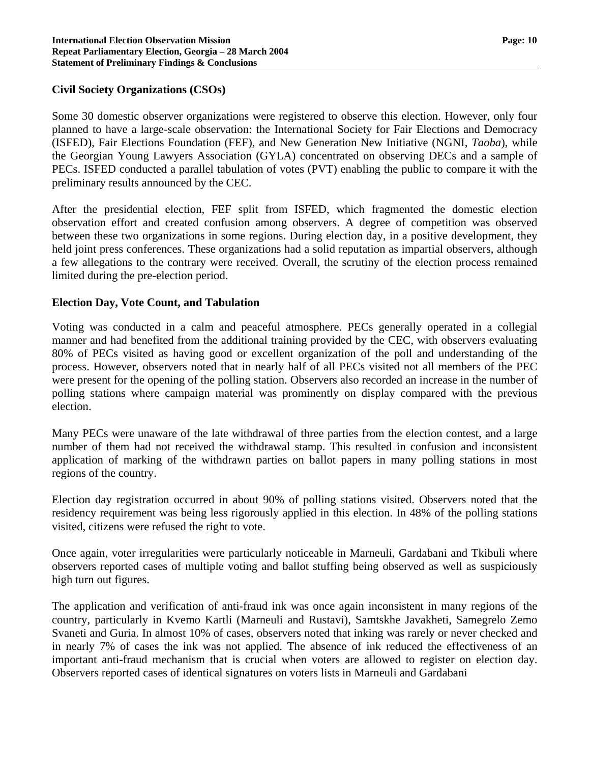**Civil Society Organizations (CSOs)**

Some 30 domestic observer organizations were registered to observe this election. However, only four planned to have a large-scale observation: the International Society for Fair Elections and Democracy (ISFED), Fair Elections Foundation (FEF), and New Generation New Initiative (NGNI, *Taoba*), while the Georgian Young Lawyers Association (GYLA) concentrated on observing DECs and a sample of PECs. ISFED conducted a parallel tabulation of votes (PVT) enabling the public to compare it with the preliminary results announced by the CEC.

After the presidential election, FEF split from ISFED, which fragmented the domestic election observation effort and created confusion among observers. A degree of competition was observed between these two organizations in some regions. During election day, in a positive development, they held joint press conferences. These organizations had a solid reputation as impartial observers, although a few allegations to the contrary were received. Overall, the scrutiny of the election process remained limited during the pre-election period.

**Election Day, Vote Count, and Tabulation**

Voting was conducted in a calm and peaceful atmosphere. PECs generally operated in a collegial manner and had benefited from the additional training provided by the CEC, with observers evaluating 80% of PECs visited as having good or excellent organization of the poll and understanding of the process. However, observers noted that in nearly half of all PECs visited not all members of the PEC were present for the opening of the polling station. Observers also recorded an increase in the number of polling stations where campaign material was prominently on display compared with the previous election.

Many PECs were unaware of the late withdrawal of three parties from the election contest, and a large number of them had not received the withdrawal stamp. This resulted in confusion and inconsistent application of marking of the withdrawn parties on ballot papers in many polling stations in most regions of the country.

Election day registration occurred in about 90% of polling stations visited. Observers noted that the residency requirement was being less rigorously applied in this election. In 48% of the polling stations visited, citizens were refused the right to vote.

Once again, voter irregularities were particularly noticeable in Marneuli, Gardabani and Tkibuli where observers reported cases of multiple voting and ballot stuffing being observed as well as suspiciously high turn out figures.

The application and verification of anti-fraud ink was once again inconsistent in many regions of the country, particularly in Kvemo Kartli (Marneuli and Rustavi), Samtskhe Javakheti, Samegrelo Zemo Svaneti and Guria. In almost 10% of cases, observers noted that inking was rarely or never checked and in nearly 7% of cases the ink was not applied. The absence of ink reduced the effectiveness of an important anti-fraud mechanism that is crucial when voters are allowed to register on election day. Observers reported cases of identical signatures on voters lists in Marneuli and Gardabani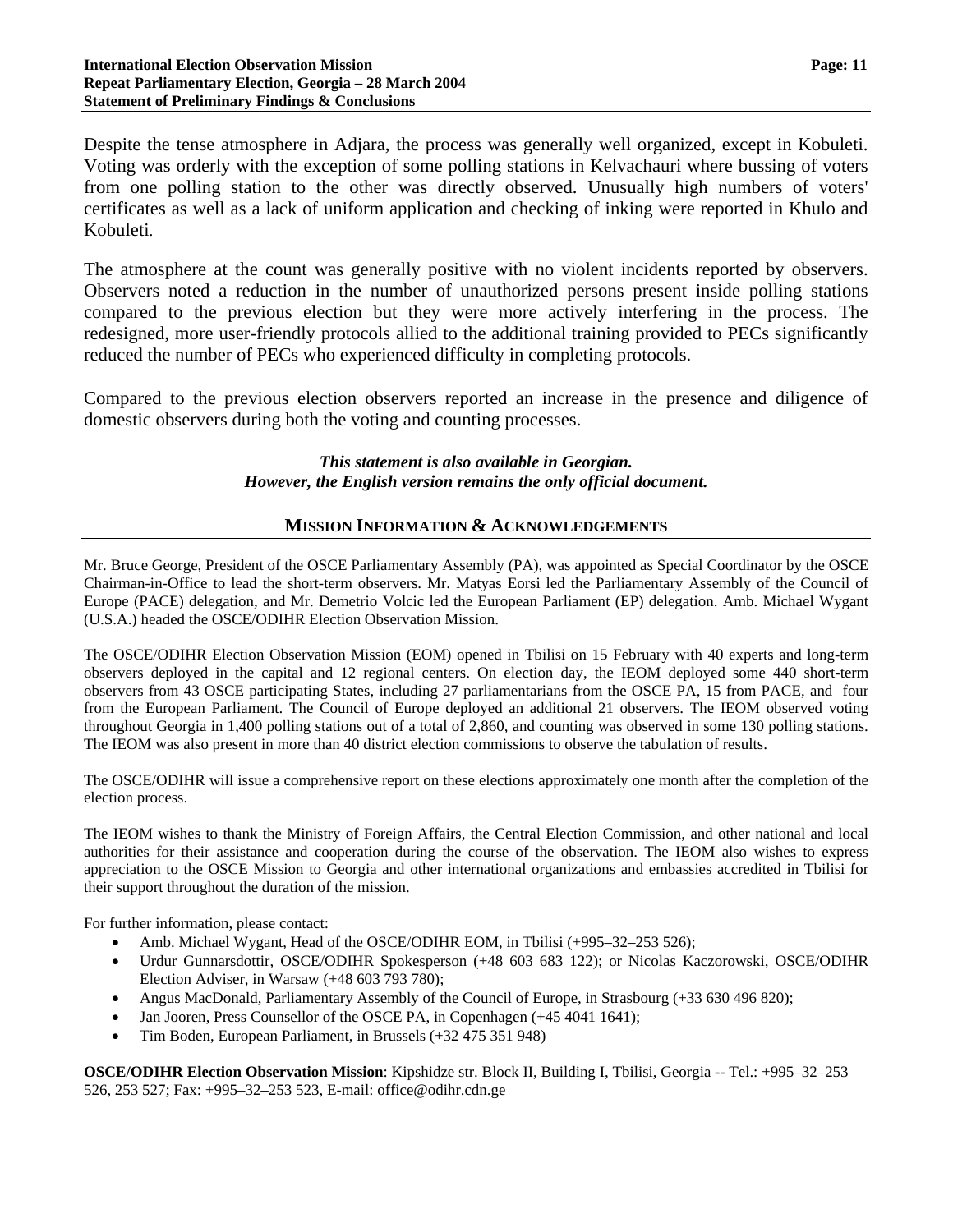Despite the tense atmosphere in Adjara, the process was generally well organized, except in Kobuleti. Voting was orderly with the exception of some polling stations in Kelvachauri where bussing of voters from one polling station to the other was directly observed. Unusually high numbers of voters' certificates as well as a lack of uniform application and checking of inking were reported in Khulo and Kobuleti.

The atmosphere at the count was generally positive with no violent incidents reported by observers. Observers noted a reduction in the number of unauthorized persons present inside polling stations compared to the previous election but they were more actively interfering in the process. The redesigned, more user-friendly protocols allied to the additional training provided to PECs significantly reduced the number of PECs who experienced difficulty in completing protocols.

Compared to the previous election observers reported an increase in the presence and diligence of domestic observers during both the voting and counting processes.

***This statement is also available in Georgian.***
***However, the English version remains the only official document.***

## MISSION INFORMATION & ACKNOWLEDGEMENTS

Mr. Bruce George, President of the OSCE Parliamentary Assembly (PA), was appointed as Special Coordinator by the OSCE Chairman-in-Office to lead the short-term observers. Mr. Matyas Eorsi led the Parliamentary Assembly of the Council of Europe (PACE) delegation, and Mr. Demetrio Volcic led the European Parliament (EP) delegation. Amb. Michael Wygant (U.S.A.) headed the OSCE/ODIHR Election Observation Mission.

The OSCE/ODIHR Election Observation Mission (EOM) opened in Tbilisi on 15 February with 40 experts and long-term observers deployed in the capital and 12 regional centers. On election day, the IEOM deployed some 440 short-term observers from 43 OSCE participating States, including 27 parliamentarians from the OSCE PA, 15 from PACE, and four from the European Parliament. The Council of Europe deployed an additional 21 observers. The IEOM observed voting throughout Georgia in 1,400 polling stations out of a total of 2,860, and counting was observed in some 130 polling stations. The IEOM was also present in more than 40 district election commissions to observe the tabulation of results.

The OSCE/ODIHR will issue a comprehensive report on these elections approximately one month after the completion of the election process.

The IEOM wishes to thank the Ministry of Foreign Affairs, the Central Election Commission, and other national and local authorities for their assistance and cooperation during the course of the observation. The IEOM also wishes to express appreciation to the OSCE Mission to Georgia and other international organizations and embassies accredited in Tbilisi for their support throughout the duration of the mission.

For further information, please contact:

- Amb. Michael Wygant, Head of the OSCE/ODIHR EOM, in Tbilisi (+995–32–253 526);
- Urdur Gunnarsdottir, OSCE/ODIHR Spokesperson (+48 603 683 122); or Nicolas Kaczorowski, OSCE/ODIHR Election Adviser, in Warsaw (+48 603 793 780);
- Angus MacDonald, Parliamentary Assembly of the Council of Europe, in Strasbourg (+33 630 496 820);
- Jan Jooren, Press Counsellor of the OSCE PA, in Copenhagen (+45 4041 1641);
- Tim Boden, European Parliament, in Brussels (+32 475 351 948)

**OSCE/ODIHR Election Observation Mission**: Kipshidze str. Block II, Building I, Tbilisi, Georgia -- Tel.: +995–32–253 526, 253 527; Fax: +995–32–253 523, E-mail: office@odihr.cdn.ge